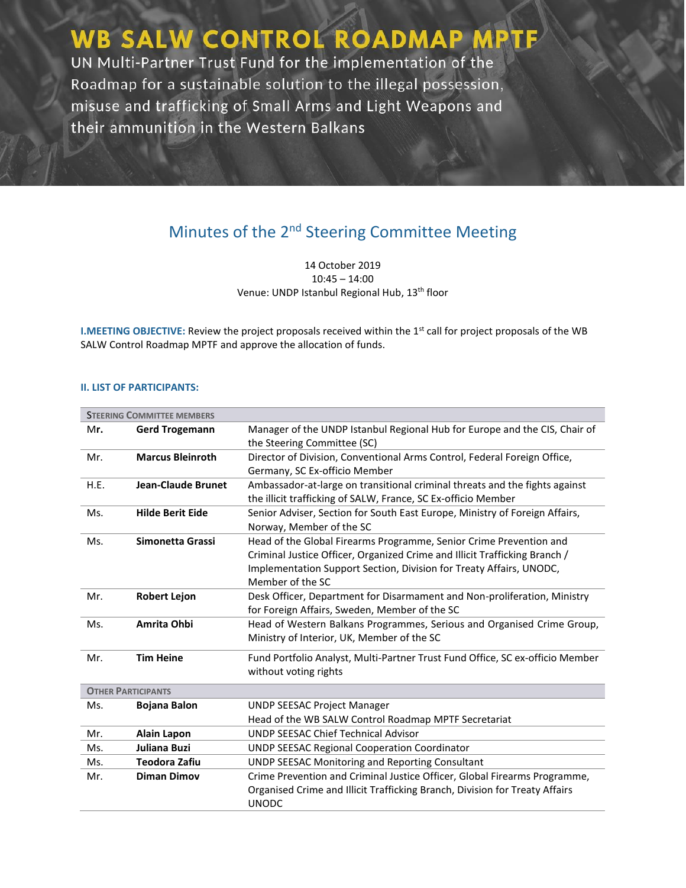# WB SALW CONTROL ROADMAP MPTF

UN Multi-Partner Trust Fund for the implementation of the Roadmap for a sustainable solution to the illegal possession, misuse and trafficking of Small Arms and Light Weapons and their ammunition in the Western Balkans

## Minutes of the 2nd Steering Committee Meeting

14 October 2019
10:45 – 14:00
Venue: UNDP Istanbul Regional Hub, 13th floor

**I.MEETING OBJECTIVE:** Review the project proposals received within the 1st call for project proposals of the WB SALW Control Roadmap MPTF and approve the allocation of funds.

### II. LIST OF PARTICIPANTS:

| STEERING COMMITTEE MEMBERS | | |
|---|---|---|
| Mr. | **Gerd Trogemann** | Manager of the UNDP Istanbul Regional Hub for Europe and the CIS, Chair of the Steering Committee (SC) |
| Mr. | **Marcus Bleinroth** | Director of Division, Conventional Arms Control, Federal Foreign Office, Germany, SC Ex-officio Member |
| H.E. | **Jean-Claude Brunet** | Ambassador-at-large on transitional criminal threats and the fights against the illicit trafficking of SALW, France, SC Ex-officio Member |
| Ms. | **Hilde Berit Eide** | Senior Adviser, Section for South East Europe, Ministry of Foreign Affairs, Norway, Member of the SC |
| Ms. | **Simonetta Grassi** | Head of the Global Firearms Programme, Senior Crime Prevention and Criminal Justice Officer, Organized Crime and Illicit Trafficking Branch / Implementation Support Section, Division for Treaty Affairs, UNODC, Member of the SC |
| Mr. | **Robert Lejon** | Desk Officer, Department for Disarmament and Non-proliferation, Ministry for Foreign Affairs, Sweden, Member of the SC |
| Ms. | **Amrita Ohbi** | Head of Western Balkans Programmes, Serious and Organised Crime Group, Ministry of Interior, UK, Member of the SC |
| Mr. | **Tim Heine** | Fund Portfolio Analyst, Multi-Partner Trust Fund Office, SC ex-officio Member without voting rights |
| **OTHER PARTICIPANTS** | | |
| Ms. | **Bojana Balon** | UNDP SEESAC Project Manager<br>Head of the WB SALW Control Roadmap MPTF Secretariat |
| Mr. | **Alain Lapon** | UNDP SEESAC Chief Technical Advisor |
| Ms. | **Juliana Buzi** | UNDP SEESAC Regional Cooperation Coordinator |
| Ms. | **Teodora Zafiu** | UNDP SEESAC Monitoring and Reporting Consultant |
| Mr. | **Diman Dimov** | Crime Prevention and Criminal Justice Officer, Global Firearms Programme, Organised Crime and Illicit Trafficking Branch, Division for Treaty Affairs UNODC |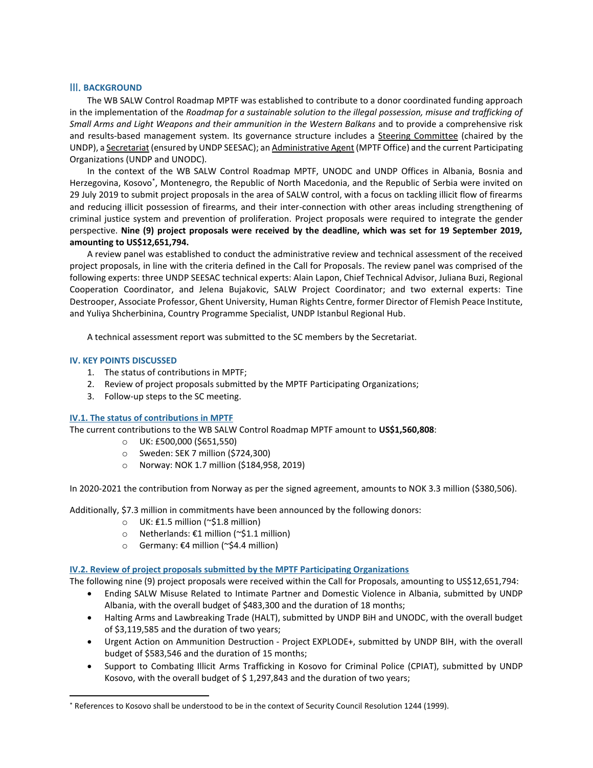## III. BACKGROUND

The WB SALW Control Roadmap MPTF was established to contribute to a donor coordinated funding approach in the implementation of the *Roadmap for a sustainable solution to the illegal possession, misuse and trafficking of Small Arms and Light Weapons and their ammunition in the Western Balkans* and to provide a comprehensive risk and results-based management system. Its governance structure includes a Steering Committee (chaired by the UNDP), a Secretariat (ensured by UNDP SEESAC); an Administrative Agent (MPTF Office) and the current Participating Organizations (UNDP and UNODC).

In the context of the WB SALW Control Roadmap MPTF, UNODC and UNDP Offices in Albania, Bosnia and Herzegovina, Kosovo*, Montenegro, the Republic of North Macedonia, and the Republic of Serbia were invited on 29 July 2019 to submit project proposals in the area of SALW control, with a focus on tackling illicit flow of firearms and reducing illicit possession of firearms, and their inter-connection with other areas including strengthening of criminal justice system and prevention of proliferation. Project proposals were required to integrate the gender perspective. **Nine (9) project proposals were received by the deadline, which was set for 19 September 2019, amounting to US$12,651,794.**

A review panel was established to conduct the administrative review and technical assessment of the received project proposals, in line with the criteria defined in the Call for Proposals. The review panel was comprised of the following experts: three UNDP SEESAC technical experts: Alain Lapon, Chief Technical Advisor, Juliana Buzi, Regional Cooperation Coordinator, and Jelena Bujakovic, SALW Project Coordinator; and two external experts: Tine Destrooper, Associate Professor, Ghent University, Human Rights Centre, former Director of Flemish Peace Institute, and Yuliya Shcherbinina, Country Programme Specialist, UNDP Istanbul Regional Hub.

A technical assessment report was submitted to the SC members by the Secretariat.

## IV. KEY POINTS DISCUSSED

1. The status of contributions in MPTF;
2. Review of project proposals submitted by the MPTF Participating Organizations;
3. Follow-up steps to the SC meeting.

### IV.1. The status of contributions in MPTF

The current contributions to the WB SALW Control Roadmap MPTF amount to **US$1,560,808**:

- UK: £500,000 ($651,550)
- Sweden: SEK 7 million ($724,300)
- Norway: NOK 1.7 million ($184,958, 2019)

In 2020-2021 the contribution from Norway as per the signed agreement, amounts to NOK 3.3 million ($380,506).

Additionally, $7.3 million in commitments have been announced by the following donors:

- UK: £1.5 million (~$1.8 million)
- Netherlands: €1 million (~$1.1 million)
- Germany: €4 million (~$4.4 million)

### IV.2. Review of project proposals submitted by the MPTF Participating Organizations

The following nine (9) project proposals were received within the Call for Proposals, amounting to US$12,651,794:

- Ending SALW Misuse Related to Intimate Partner and Domestic Violence in Albania, submitted by UNDP Albania, with the overall budget of $483,300 and the duration of 18 months;
- Halting Arms and Lawbreaking Trade (HALT), submitted by UNDP BiH and UNODC, with the overall budget of $3,119,585 and the duration of two years;
- Urgent Action on Ammunition Destruction - Project EXPLODE+, submitted by UNDP BIH, with the overall budget of $583,546 and the duration of 15 months;
- Support to Combating Illicit Arms Trafficking in Kosovo for Criminal Police (CPIAT), submitted by UNDP Kosovo, with the overall budget of $ 1,297,843 and the duration of two years;

---

* References to Kosovo shall be understood to be in the context of Security Council Resolution 1244 (1999).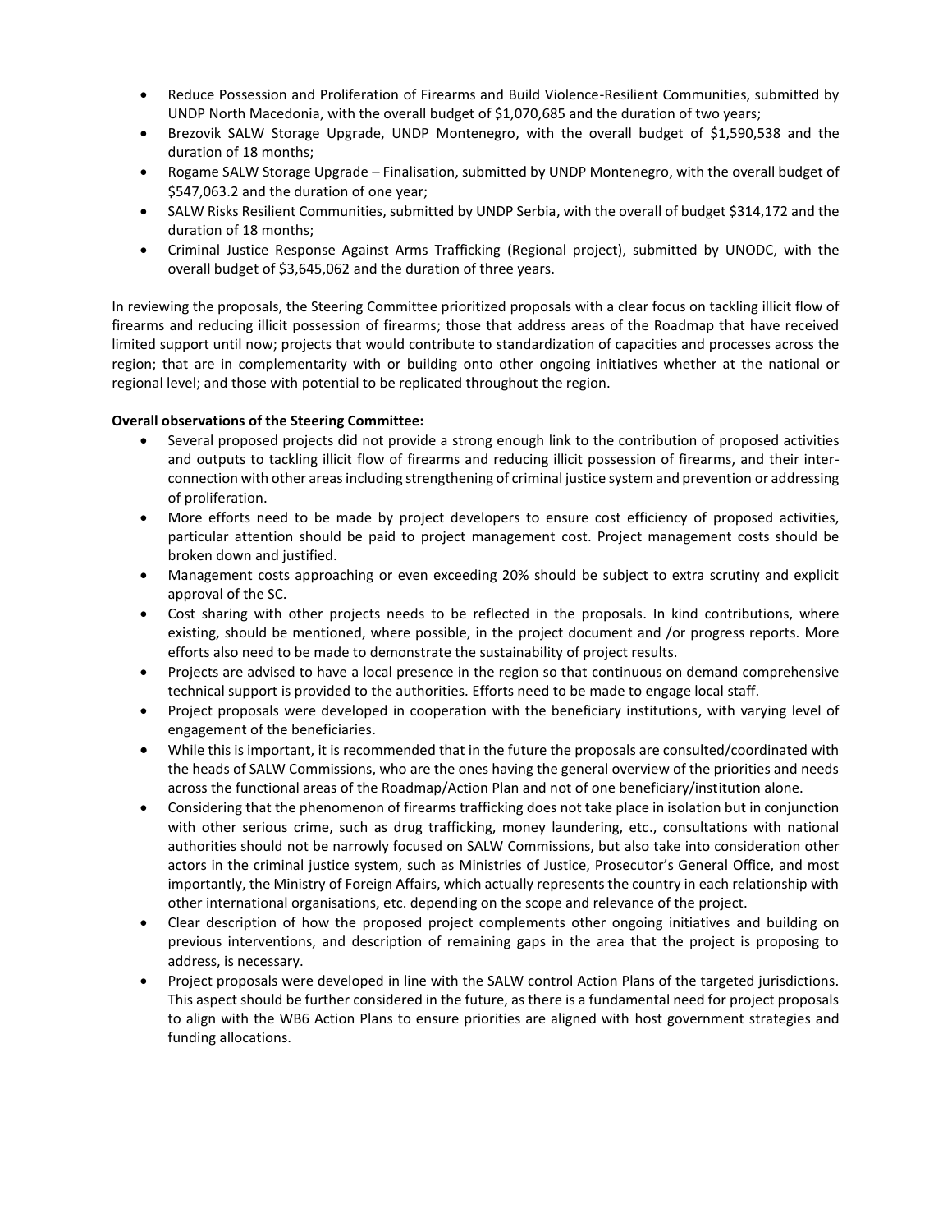- Reduce Possession and Proliferation of Firearms and Build Violence-Resilient Communities, submitted by UNDP North Macedonia, with the overall budget of $1,070,685 and the duration of two years;
- Brezovik SALW Storage Upgrade, UNDP Montenegro, with the overall budget of $1,590,538 and the duration of 18 months;
- Rogame SALW Storage Upgrade – Finalisation, submitted by UNDP Montenegro, with the overall budget of $547,063.2 and the duration of one year;
- SALW Risks Resilient Communities, submitted by UNDP Serbia, with the overall of budget $314,172 and the duration of 18 months;
- Criminal Justice Response Against Arms Trafficking (Regional project), submitted by UNODC, with the overall budget of $3,645,062 and the duration of three years.

In reviewing the proposals, the Steering Committee prioritized proposals with a clear focus on tackling illicit flow of firearms and reducing illicit possession of firearms; those that address areas of the Roadmap that have received limited support until now; projects that would contribute to standardization of capacities and processes across the region; that are in complementarity with or building onto other ongoing initiatives whether at the national or regional level; and those with potential to be replicated throughout the region.

**Overall observations of the Steering Committee:**

- Several proposed projects did not provide a strong enough link to the contribution of proposed activities and outputs to tackling illicit flow of firearms and reducing illicit possession of firearms, and their inter-connection with other areas including strengthening of criminal justice system and prevention or addressing of proliferation.
- More efforts need to be made by project developers to ensure cost efficiency of proposed activities, particular attention should be paid to project management cost. Project management costs should be broken down and justified.
- Management costs approaching or even exceeding 20% should be subject to extra scrutiny and explicit approval of the SC.
- Cost sharing with other projects needs to be reflected in the proposals. In kind contributions, where existing, should be mentioned, where possible, in the project document and /or progress reports. More efforts also need to be made to demonstrate the sustainability of project results.
- Projects are advised to have a local presence in the region so that continuous on demand comprehensive technical support is provided to the authorities. Efforts need to be made to engage local staff.
- Project proposals were developed in cooperation with the beneficiary institutions, with varying level of engagement of the beneficiaries.
- While this is important, it is recommended that in the future the proposals are consulted/coordinated with the heads of SALW Commissions, who are the ones having the general overview of the priorities and needs across the functional areas of the Roadmap/Action Plan and not of one beneficiary/institution alone.
- Considering that the phenomenon of firearms trafficking does not take place in isolation but in conjunction with other serious crime, such as drug trafficking, money laundering, etc., consultations with national authorities should not be narrowly focused on SALW Commissions, but also take into consideration other actors in the criminal justice system, such as Ministries of Justice, Prosecutor's General Office, and most importantly, the Ministry of Foreign Affairs, which actually represents the country in each relationship with other international organisations, etc. depending on the scope and relevance of the project.
- Clear description of how the proposed project complements other ongoing initiatives and building on previous interventions, and description of remaining gaps in the area that the project is proposing to address, is necessary.
- Project proposals were developed in line with the SALW control Action Plans of the targeted jurisdictions. This aspect should be further considered in the future, as there is a fundamental need for project proposals to align with the WB6 Action Plans to ensure priorities are aligned with host government strategies and funding allocations.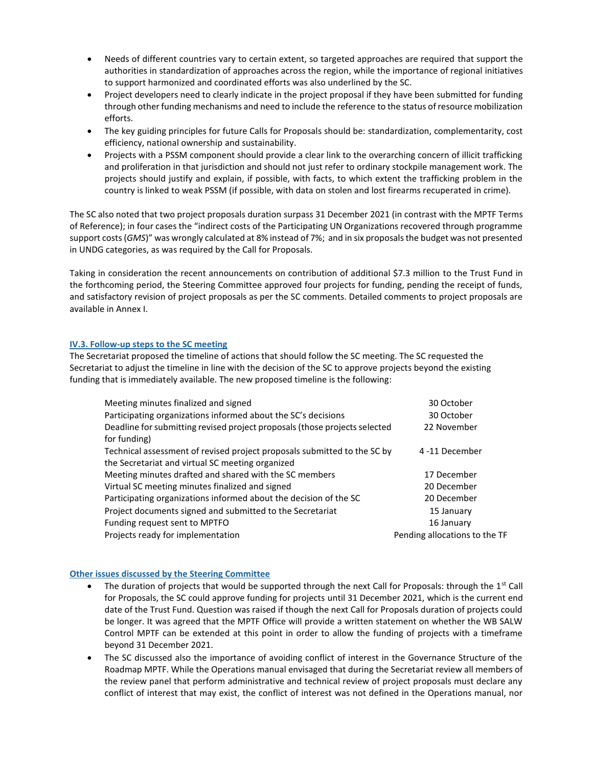- Needs of different countries vary to certain extent, so targeted approaches are required that support the authorities in standardization of approaches across the region, while the importance of regional initiatives to support harmonized and coordinated efforts was also underlined by the SC.
- Project developers need to clearly indicate in the project proposal if they have been submitted for funding through other funding mechanisms and need to include the reference to the status of resource mobilization efforts.
- The key guiding principles for future Calls for Proposals should be: standardization, complementarity, cost efficiency, national ownership and sustainability.
- Projects with a PSSM component should provide a clear link to the overarching concern of illicit trafficking and proliferation in that jurisdiction and should not just refer to ordinary stockpile management work. The projects should justify and explain, if possible, with facts, to which extent the trafficking problem in the country is linked to weak PSSM (if possible, with data on stolen and lost firearms recuperated in crime).

The SC also noted that two project proposals duration surpass 31 December 2021 (in contrast with the MPTF Terms of Reference); in four cases the "indirect costs of the Participating UN Organizations recovered through programme support costs (*GMS*)" was wrongly calculated at 8% instead of 7%; and in six proposals the budget was not presented in UNDG categories, as was required by the Call for Proposals.

Taking in consideration the recent announcements on contribution of additional $7.3 million to the Trust Fund in the forthcoming period, the Steering Committee approved four projects for funding, pending the receipt of funds, and satisfactory revision of project proposals as per the SC comments. Detailed comments to project proposals are available in Annex I.

#### IV.3. Follow-up steps to the SC meeting

The Secretariat proposed the timeline of actions that should follow the SC meeting. The SC requested the Secretariat to adjust the timeline in line with the decision of the SC to approve projects beyond the existing funding that is immediately available. The new proposed timeline is the following:

| | |
|---|---|
| Meeting minutes finalized and signed | 30 October |
| Participating organizations informed about the SC's decisions | 30 October |
| Deadline for submitting revised project proposals (those projects selected for funding) | 22 November |
| Technical assessment of revised project proposals submitted to the SC by the Secretariat and virtual SC meeting organized | 4 -11 December |
| Meeting minutes drafted and shared with the SC members | 17 December |
| Virtual SC meeting minutes finalized and signed | 20 December |
| Participating organizations informed about the decision of the SC | 20 December |
| Project documents signed and submitted to the Secretariat | 15 January |
| Funding request sent to MPTFO | 16 January |
| Projects ready for implementation | Pending allocations to the TF |

#### Other issues discussed by the Steering Committee

- The duration of projects that would be supported through the next Call for Proposals: through the 1st Call for Proposals, the SC could approve funding for projects until 31 December 2021, which is the current end date of the Trust Fund. Question was raised if though the next Call for Proposals duration of projects could be longer. It was agreed that the MPTF Office will provide a written statement on whether the WB SALW Control MPTF can be extended at this point in order to allow the funding of projects with a timeframe beyond 31 December 2021.
- The SC discussed also the importance of avoiding conflict of interest in the Governance Structure of the Roadmap MPTF. While the Operations manual envisaged that during the Secretariat review all members of the review panel that perform administrative and technical review of project proposals must declare any conflict of interest that may exist, the conflict of interest was not defined in the Operations manual, nor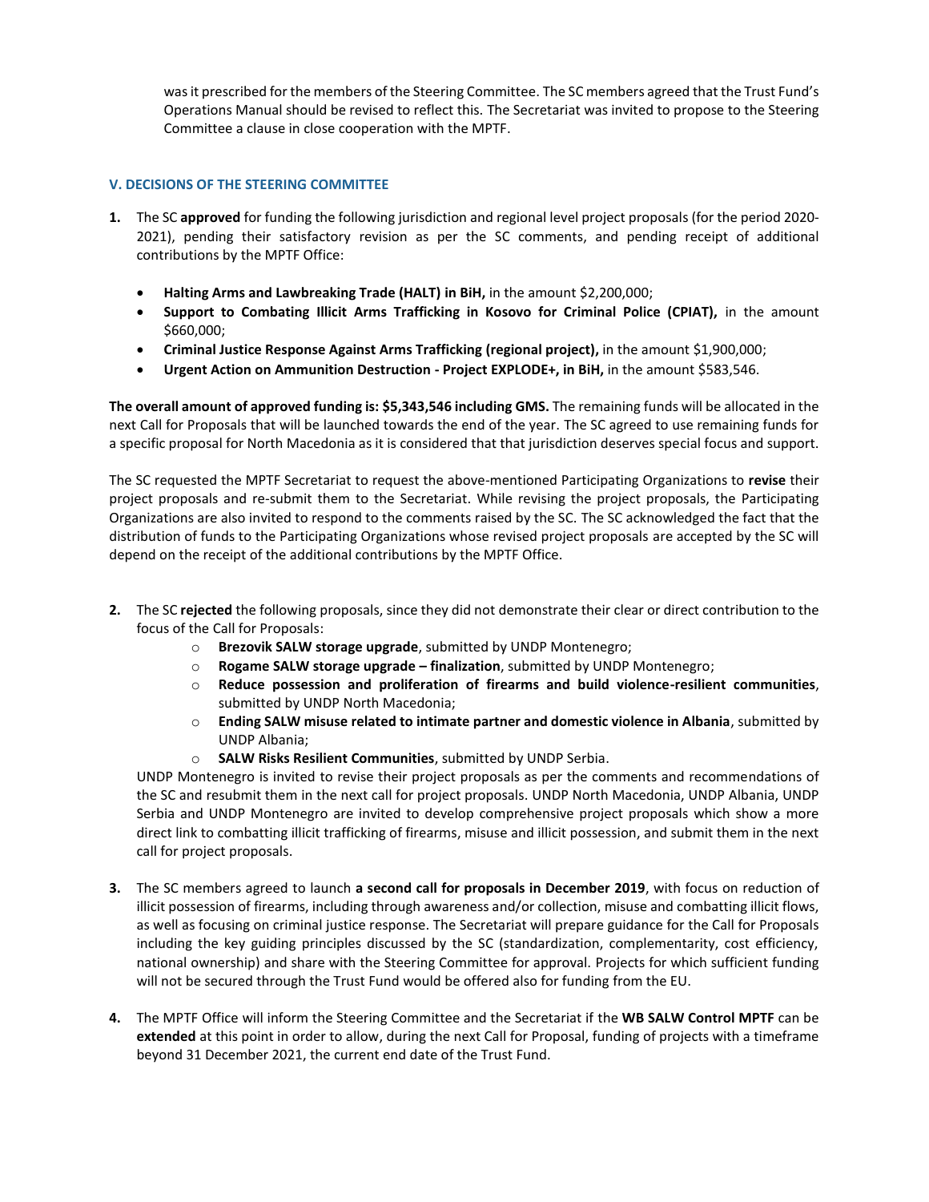was it prescribed for the members of the Steering Committee. The SC members agreed that the Trust Fund's Operations Manual should be revised to reflect this. The Secretariat was invited to propose to the Steering Committee a clause in close cooperation with the MPTF.

## V. DECISIONS OF THE STEERING COMMITTEE

1. The SC **approved** for funding the following jurisdiction and regional level project proposals (for the period 2020-2021), pending their satisfactory revision as per the SC comments, and pending receipt of additional contributions by the MPTF Office:

   - **Halting Arms and Lawbreaking Trade (HALT) in BiH,** in the amount $2,200,000;
   - **Support to Combating Illicit Arms Trafficking in Kosovo for Criminal Police (CPIAT),** in the amount $660,000;
   - **Criminal Justice Response Against Arms Trafficking (regional project),** in the amount $1,900,000;
   - **Urgent Action on Ammunition Destruction - Project EXPLODE+, in BiH,** in the amount $583,546.

**The overall amount of approved funding is: $5,343,546 including GMS.** The remaining funds will be allocated in the next Call for Proposals that will be launched towards the end of the year. The SC agreed to use remaining funds for a specific proposal for North Macedonia as it is considered that that jurisdiction deserves special focus and support.

The SC requested the MPTF Secretariat to request the above-mentioned Participating Organizations to **revise** their project proposals and re-submit them to the Secretariat. While revising the project proposals, the Participating Organizations are also invited to respond to the comments raised by the SC. The SC acknowledged the fact that the distribution of funds to the Participating Organizations whose revised project proposals are accepted by the SC will depend on the receipt of the additional contributions by the MPTF Office.

2. The SC **rejected** the following proposals, since they did not demonstrate their clear or direct contribution to the focus of the Call for Proposals:
   - **Brezovik SALW storage upgrade**, submitted by UNDP Montenegro;
   - **Rogame SALW storage upgrade – finalization**, submitted by UNDP Montenegro;
   - **Reduce possession and proliferation of firearms and build violence-resilient communities**, submitted by UNDP North Macedonia;
   - **Ending SALW misuse related to intimate partner and domestic violence in Albania**, submitted by UNDP Albania;
   - **SALW Risks Resilient Communities**, submitted by UNDP Serbia.

   UNDP Montenegro is invited to revise their project proposals as per the comments and recommendations of the SC and resubmit them in the next call for project proposals. UNDP North Macedonia, UNDP Albania, UNDP Serbia and UNDP Montenegro are invited to develop comprehensive project proposals which show a more direct link to combatting illicit trafficking of firearms, misuse and illicit possession, and submit them in the next call for project proposals.

3. The SC members agreed to launch **a second call for proposals in December 2019**, with focus on reduction of illicit possession of firearms, including through awareness and/or collection, misuse and combatting illicit flows, as well as focusing on criminal justice response. The Secretariat will prepare guidance for the Call for Proposals including the key guiding principles discussed by the SC (standardization, complementarity, cost efficiency, national ownership) and share with the Steering Committee for approval. Projects for which sufficient funding will not be secured through the Trust Fund would be offered also for funding from the EU.

4. The MPTF Office will inform the Steering Committee and the Secretariat if the **WB SALW Control MPTF** can be **extended** at this point in order to allow, during the next Call for Proposal, funding of projects with a timeframe beyond 31 December 2021, the current end date of the Trust Fund.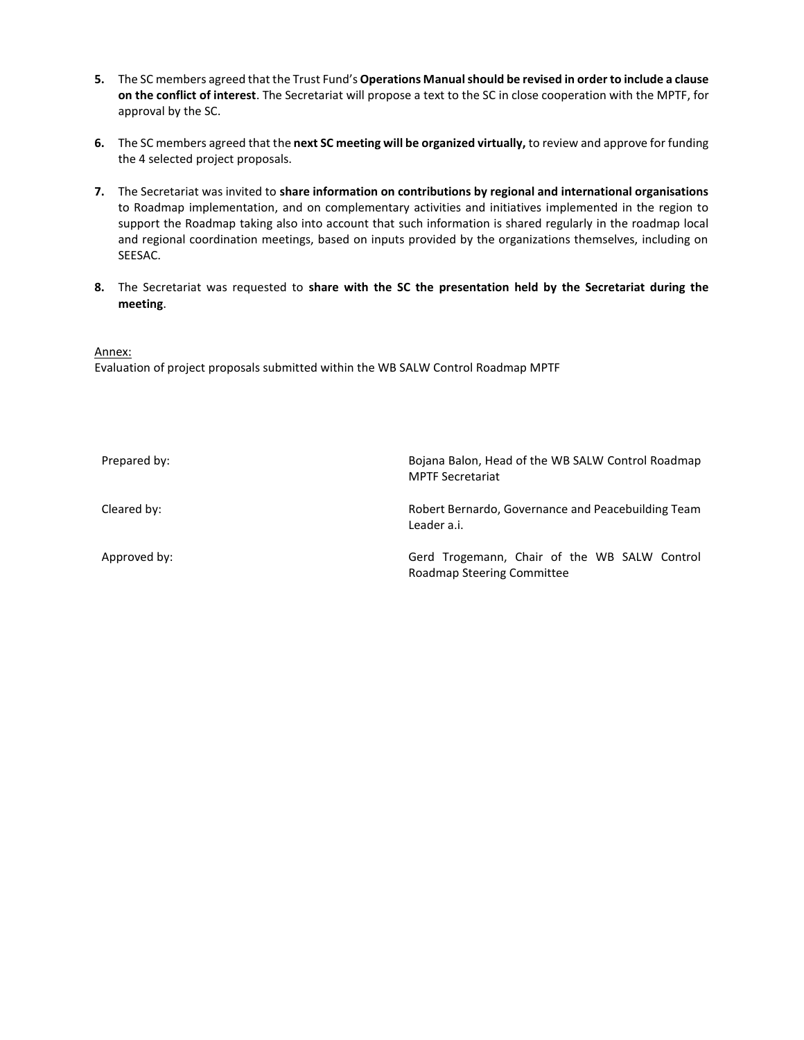5. The SC members agreed that the Trust Fund's **Operations Manual should be revised in order to include a clause on the conflict of interest**. The Secretariat will propose a text to the SC in close cooperation with the MPTF, for approval by the SC.

6. The SC members agreed that the **next SC meeting will be organized virtually,** to review and approve for funding the 4 selected project proposals.

7. The Secretariat was invited to **share information on contributions by regional and international organisations** to Roadmap implementation, and on complementary activities and initiatives implemented in the region to support the Roadmap taking also into account that such information is shared regularly in the roadmap local and regional coordination meetings, based on inputs provided by the organizations themselves, including on SEESAC.

8. The Secretariat was requested to **share with the SC the presentation held by the Secretariat during the meeting**.

<u>Annex:</u>
Evaluation of project proposals submitted within the WB SALW Control Roadmap MPTF

| | |
|---|---|
| Prepared by: | Bojana Balon, Head of the WB SALW Control Roadmap MPTF Secretariat |
| Cleared by: | Robert Bernardo, Governance and Peacebuilding Team Leader a.i. |
| Approved by: | Gerd Trogemann, Chair of the WB SALW Control Roadmap Steering Committee |